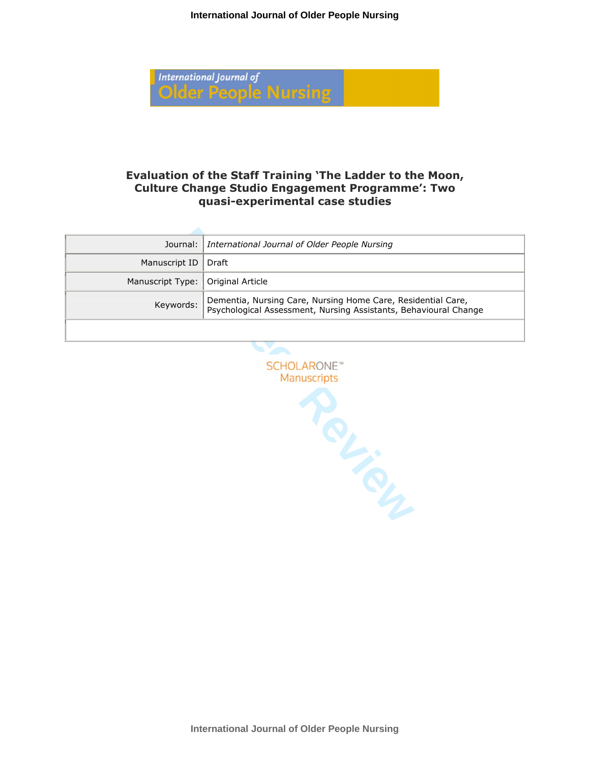# Evaluation of the Staff Training 'The Ladder to the Moon, Culture Change Studio Engagement Programme': Two quasi-experimental case studies

| | |
|---|---|
| Journal: | *International Journal of Older People Nursing* |
| Manuscript ID | Draft |
| Manuscript Type: | Original Article |
| Keywords: | Dementia, Nursing Care, Nursing Home Care, Residential Care, Psychological Assessment, Nursing Assistants, Behavioural Change |
| | |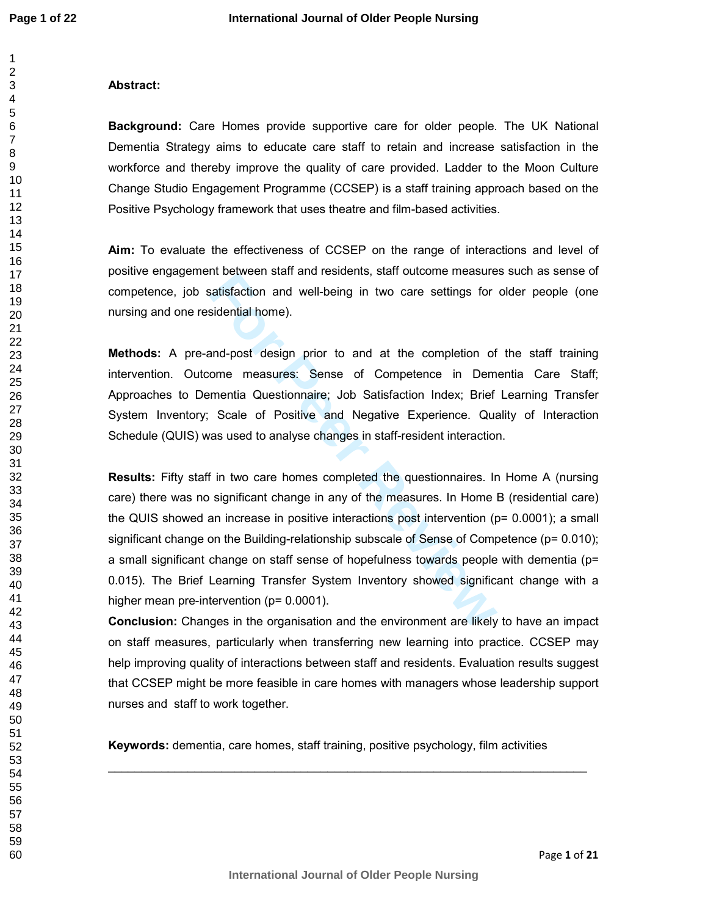**Abstract:**

**Background:** Care Homes provide supportive care for older people. The UK National Dementia Strategy aims to educate care staff to retain and increase satisfaction in the workforce and thereby improve the quality of care provided. Ladder to the Moon Culture Change Studio Engagement Programme (CCSEP) is a staff training approach based on the Positive Psychology framework that uses theatre and film-based activities.

**Aim:** To evaluate the effectiveness of CCSEP on the range of interactions and level of positive engagement between staff and residents, staff outcome measures such as sense of competence, job satisfaction and well-being in two care settings for older people (one nursing and one residential home).

**Methods:** A pre-and-post design prior to and at the completion of the staff training intervention. Outcome measures: Sense of Competence in Dementia Care Staff; Approaches to Dementia Questionnaire; Job Satisfaction Index; Brief Learning Transfer System Inventory; Scale of Positive and Negative Experience. Quality of Interaction Schedule (QUIS) was used to analyse changes in staff-resident interaction.

**Results:** Fifty staff in two care homes completed the questionnaires. In Home A (nursing care) there was no significant change in any of the measures. In Home B (residential care) the QUIS showed an increase in positive interactions post intervention ($p= 0.0001$); a small significant change on the Building-relationship subscale of Sense of Competence ($p= 0.010$); a small significant change on staff sense of hopefulness towards people with dementia ($p= 0.015$). The Brief Learning Transfer System Inventory showed significant change with a higher mean pre-intervention ($p= 0.0001$).

**Conclusion:** Changes in the organisation and the environment are likely to have an impact on staff measures, particularly when transferring new learning into practice. CCSEP may help improving quality of interactions between staff and residents. Evaluation results suggest that CCSEP might be more feasible in care homes with managers whose leadership support nurses and staff to work together.

**Keywords:** dementia, care homes, staff training, positive psychology, film activities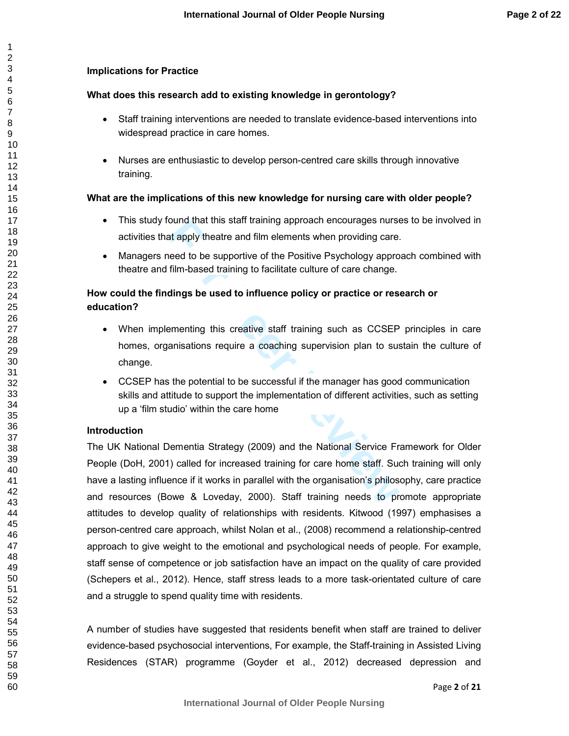**Implications for Practice**

**What does this research add to existing knowledge in gerontology?**

- Staff training interventions are needed to translate evidence-based interventions into widespread practice in care homes.

- Nurses are enthusiastic to develop person-centred care skills through innovative training.

**What are the implications of this new knowledge for nursing care with older people?**

- This study found that this staff training approach encourages nurses to be involved in activities that apply theatre and film elements when providing care.
- Managers need to be supportive of the Positive Psychology approach combined with theatre and film-based training to facilitate culture of care change.

**How could the findings be used to influence policy or practice or research or education?**

- When implementing this creative staff training such as CCSEP principles in care homes, organisations require a coaching supervision plan to sustain the culture of change.
- CCSEP has the potential to be successful if the manager has good communication skills and attitude to support the implementation of different activities, such as setting up a 'film studio' within the care home

**Introduction**

The UK National Dementia Strategy (2009) and the National Service Framework for Older People (DoH, 2001) called for increased training for care home staff. Such training will only have a lasting influence if it works in parallel with the organisation's philosophy, care practice and resources (Bowe & Loveday, 2000). Staff training needs to promote appropriate attitudes to develop quality of relationships with residents. Kitwood (1997) emphasises a person-centred care approach, whilst Nolan et al., (2008) recommend a relationship-centred approach to give weight to the emotional and psychological needs of people. For example, staff sense of competence or job satisfaction have an impact on the quality of care provided (Schepers et al., 2012). Hence, staff stress leads to a more task-orientated culture of care and a struggle to spend quality time with residents.

A number of studies have suggested that residents benefit when staff are trained to deliver evidence-based psychosocial interventions, For example, the Staff-training in Assisted Living Residences (STAR) programme (Goyder et al., 2012) decreased depression and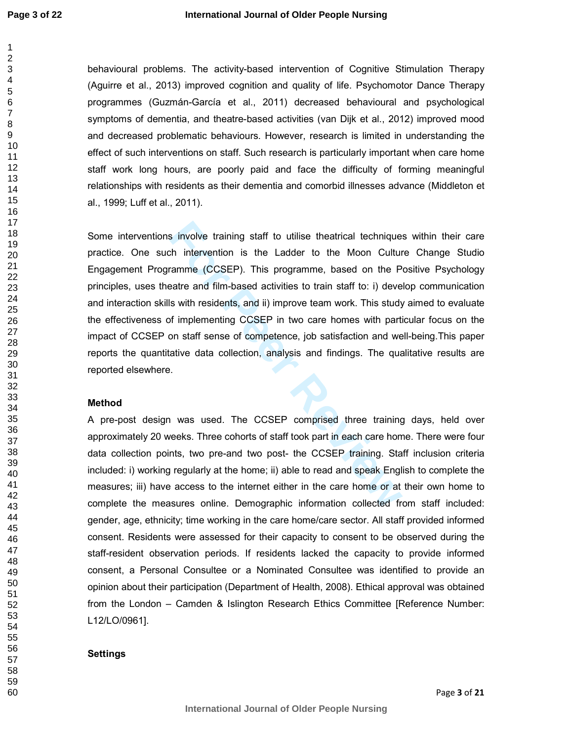behavioural problems. The activity-based intervention of Cognitive Stimulation Therapy (Aguirre et al., 2013) improved cognition and quality of life. Psychomotor Dance Therapy programmes (Guzmán-García et al., 2011) decreased behavioural and psychological symptoms of dementia, and theatre-based activities (van Dijk et al., 2012) improved mood and decreased problematic behaviours. However, research is limited in understanding the effect of such interventions on staff. Such research is particularly important when care home staff work long hours, are poorly paid and face the difficulty of forming meaningful relationships with residents as their dementia and comorbid illnesses advance (Middleton et al., 1999; Luff et al., 2011).

Some interventions involve training staff to utilise theatrical techniques within their care practice. One such intervention is the Ladder to the Moon Culture Change Studio Engagement Programme (CCSEP). This programme, based on the Positive Psychology principles, uses theatre and film-based activities to train staff to: i) develop communication and interaction skills with residents, and ii) improve team work. This study aimed to evaluate the effectiveness of implementing CCSEP in two care homes with particular focus on the impact of CCSEP on staff sense of competence, job satisfaction and well-being.This paper reports the quantitative data collection, analysis and findings. The qualitative results are reported elsewhere.

## Method

A pre-post design was used. The CCSEP comprised three training days, held over approximately 20 weeks. Three cohorts of staff took part in each care home. There were four data collection points, two pre-and two post- the CCSEP training. Staff inclusion criteria included: i) working regularly at the home; ii) able to read and speak English to complete the measures; iii) have access to the internet either in the care home or at their own home to complete the measures online. Demographic information collected from staff included: gender, age, ethnicity; time working in the care home/care sector. All staff provided informed consent. Residents were assessed for their capacity to consent to be observed during the staff-resident observation periods. If residents lacked the capacity to provide informed consent, a Personal Consultee or a Nominated Consultee was identified to provide an opinion about their participation (Department of Health, 2008). Ethical approval was obtained from the London – Camden & Islington Research Ethics Committee [Reference Number: L12/LO/0961].

## Settings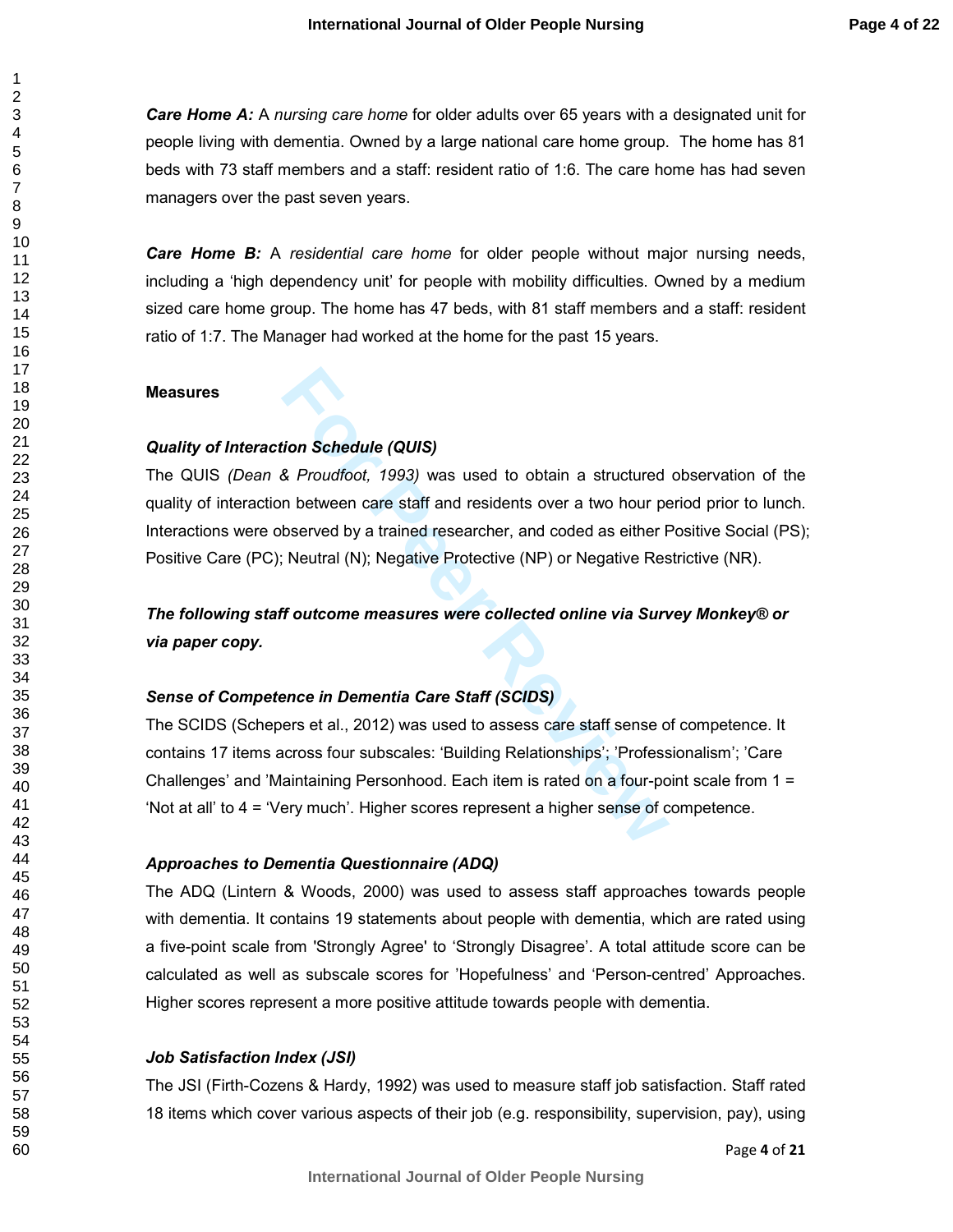***Care Home A:*** A *nursing care home* for older adults over 65 years with a designated unit for people living with dementia. Owned by a large national care home group. The home has 81 beds with 73 staff members and a staff: resident ratio of 1:6. The care home has had seven managers over the past seven years.

***Care Home B:*** A *residential care home* for older people without major nursing needs, including a 'high dependency unit' for people with mobility difficulties. Owned by a medium sized care home group. The home has 47 beds, with 81 staff members and a staff: resident ratio of 1:7. The Manager had worked at the home for the past 15 years.

**Measures**

***Quality of Interaction Schedule (QUIS)***

The QUIS *(Dean & Proudfoot, 1993)* was used to obtain a structured observation of the quality of interaction between care staff and residents over a two hour period prior to lunch. Interactions were observed by a trained researcher, and coded as either Positive Social (PS); Positive Care (PC); Neutral (N); Negative Protective (NP) or Negative Restrictive (NR).

***The following staff outcome measures were collected online via Survey Monkey® or via paper copy.***

***Sense of Competence in Dementia Care Staff (SCIDS)***

The SCIDS (Schepers et al., 2012) was used to assess care staff sense of competence. It contains 17 items across four subscales: 'Building Relationships'; 'Professionalism'; 'Care Challenges' and 'Maintaining Personhood. Each item is rated on a four-point scale from 1 = 'Not at all' to 4 = 'Very much'. Higher scores represent a higher sense of competence.

***Approaches to Dementia Questionnaire (ADQ)***

The ADQ (Lintern & Woods, 2000) was used to assess staff approaches towards people with dementia. It contains 19 statements about people with dementia, which are rated using a five-point scale from 'Strongly Agree' to 'Strongly Disagree'. A total attitude score can be calculated as well as subscale scores for 'Hopefulness' and 'Person-centred' Approaches. Higher scores represent a more positive attitude towards people with dementia.

***Job Satisfaction Index (JSI)***

The JSI (Firth-Cozens & Hardy, 1992) was used to measure staff job satisfaction. Staff rated 18 items which cover various aspects of their job (e.g. responsibility, supervision, pay), using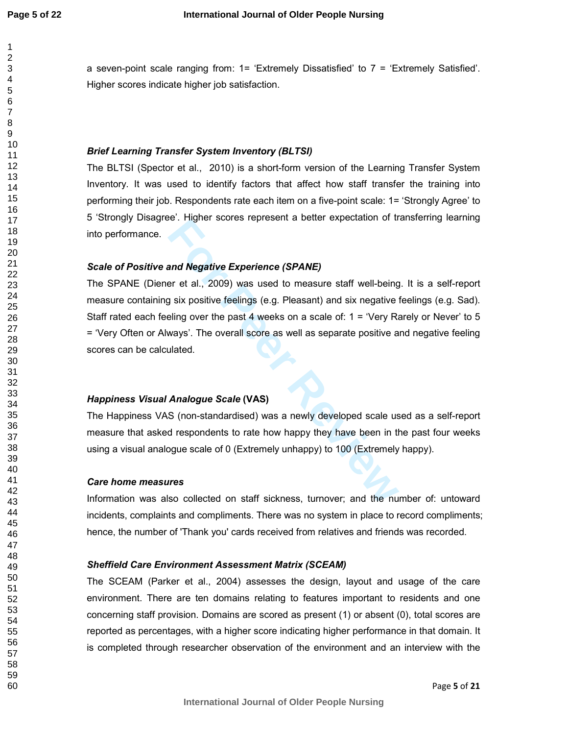a seven-point scale ranging from: 1= 'Extremely Dissatisfied' to 7 = 'Extremely Satisfied'. Higher scores indicate higher job satisfaction.

### *Brief Learning Transfer System Inventory (BLTSI)*

The BLTSI (Spector et al., 2010) is a short-form version of the Learning Transfer System Inventory. It was used to identify factors that affect how staff transfer the training into performing their job. Respondents rate each item on a five-point scale: 1= 'Strongly Agree' to 5 'Strongly Disagree'. Higher scores represent a better expectation of transferring learning into performance.

### *Scale of Positive and Negative Experience (SPANE)*

The SPANE (Diener et al., 2009) was used to measure staff well-being. It is a self-report measure containing six positive feelings (e.g. Pleasant) and six negative feelings (e.g. Sad). Staff rated each feeling over the past 4 weeks on a scale of: 1 = 'Very Rarely or Never' to 5 = 'Very Often or Always'. The overall score as well as separate positive and negative feeling scores can be calculated.

### *Happiness Visual Analogue Scale* (VAS)

The Happiness VAS (non-standardised) was a newly developed scale used as a self-report measure that asked respondents to rate how happy they have been in the past four weeks using a visual analogue scale of 0 (Extremely unhappy) to 100 (Extremely happy).

### *Care home measures*

Information was also collected on staff sickness, turnover; and the number of: untoward incidents, complaints and compliments. There was no system in place to record compliments; hence, the number of 'Thank you' cards received from relatives and friends was recorded.

### *Sheffield Care Environment Assessment Matrix (SCEAM)*

The SCEAM (Parker et al., 2004) assesses the design, layout and usage of the care environment. There are ten domains relating to features important to residents and one concerning staff provision. Domains are scored as present (1) or absent (0), total scores are reported as percentages, with a higher score indicating higher performance in that domain. It is completed through researcher observation of the environment and an interview with the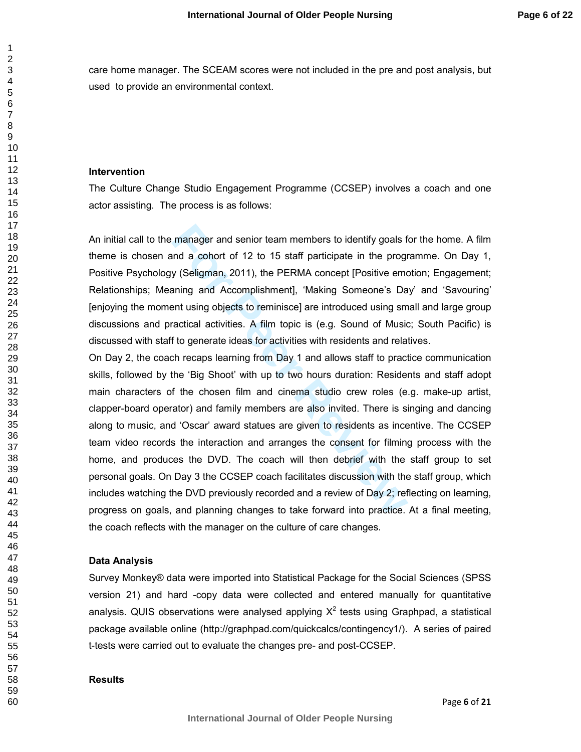care home manager. The SCEAM scores were not included in the pre and post analysis, but used to provide an environmental context.

### Intervention

The Culture Change Studio Engagement Programme (CCSEP) involves a coach and one actor assisting. The process is as follows:

An initial call to the manager and senior team members to identify goals for the home. A film theme is chosen and a cohort of 12 to 15 staff participate in the programme. On Day 1, Positive Psychology (Seligman, 2011), the PERMA concept [Positive emotion; Engagement; Relationships; Meaning and Accomplishment], 'Making Someone's Day' and 'Savouring' [enjoying the moment using objects to reminisce] are introduced using small and large group discussions and practical activities. A film topic is (e.g. Sound of Music; South Pacific) is discussed with staff to generate ideas for activities with residents and relatives.

On Day 2, the coach recaps learning from Day 1 and allows staff to practice communication skills, followed by the 'Big Shoot' with up to two hours duration: Residents and staff adopt main characters of the chosen film and cinema studio crew roles (e.g. make-up artist, clapper-board operator) and family members are also invited. There is singing and dancing along to music, and 'Oscar' award statues are given to residents as incentive. The CCSEP team video records the interaction and arranges the consent for filming process with the home, and produces the DVD. The coach will then debrief with the staff group to set personal goals. On Day 3 the CCSEP coach facilitates discussion with the staff group, which includes watching the DVD previously recorded and a review of Day 2; reflecting on learning, progress on goals, and planning changes to take forward into practice. At a final meeting, the coach reflects with the manager on the culture of care changes.

### Data Analysis

Survey Monkey® data were imported into Statistical Package for the Social Sciences (SPSS version 21) and hard -copy data were collected and entered manually for quantitative analysis. QUIS observations were analysed applying $X^2$ tests using Graphpad, a statistical package available online (http://graphpad.com/quickcalcs/contingency1/). A series of paired t-tests were carried out to evaluate the changes pre- and post-CCSEP.

### Results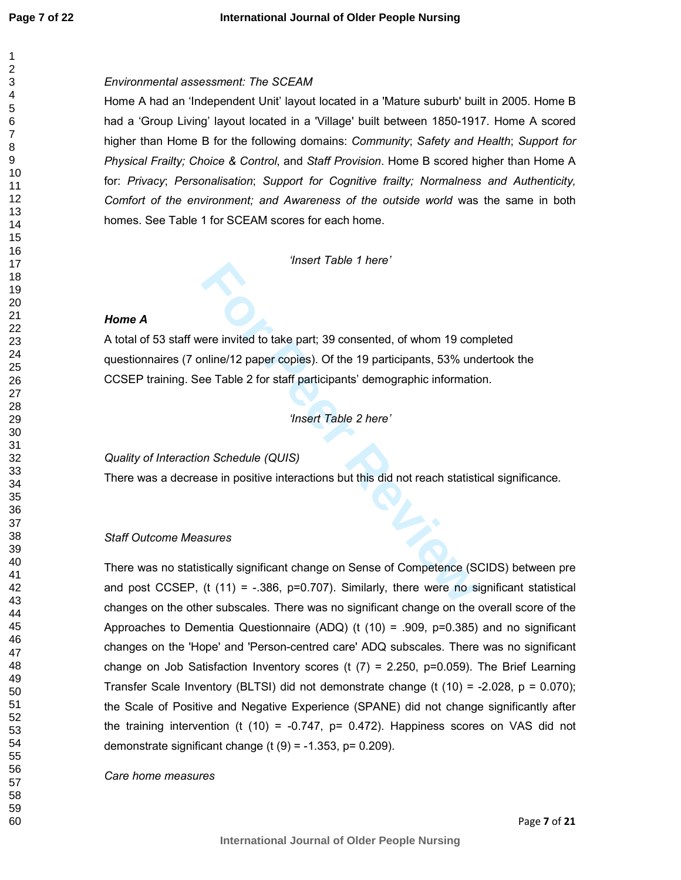*Environmental assessment: The SCEAM*

Home A had an 'Independent Unit' layout located in a 'Mature suburb' built in 2005. Home B had a 'Group Living' layout located in a 'Village' built between 1850-1917. Home A scored higher than Home B for the following domains: *Community*; *Safety and Health*; *Support for Physical Frailty; Choice & Control*, and *Staff Provision*. Home B scored higher than Home A for: *Privacy*; *Personalisation*; *Support for Cognitive frailty; Normalness and Authenticity, Comfort of the environment; and Awareness of the outside world* was the same in both homes. See Table 1 for SCEAM scores for each home.

*'Insert Table 1 here'*

***Home A***

A total of 53 staff were invited to take part; 39 consented, of whom 19 completed questionnaires (7 online/12 paper copies). Of the 19 participants, 53% undertook the CCSEP training. See Table 2 for staff participants' demographic information.

*'Insert Table 2 here'*

*Quality of Interaction Schedule (QUIS)*

There was a decrease in positive interactions but this did not reach statistical significance.

*Staff Outcome Measures*

There was no statistically significant change on Sense of Competence (SCIDS) between pre and post CCSEP, ($t$ (11) = -.386, $p$=0.707). Similarly, there were no significant statistical changes on the other subscales. There was no significant change on the overall score of the Approaches to Dementia Questionnaire (ADQ) ($t$ (10) = .909, $p$=0.385) and no significant changes on the 'Hope' and 'Person-centred care' ADQ subscales. There was no significant change on Job Satisfaction Inventory scores ($t$ (7) = 2.250, $p$=0.059). The Brief Learning Transfer Scale Inventory (BLTSI) did not demonstrate change ($t$ (10) = -2.028, $p$ = 0.070); the Scale of Positive and Negative Experience (SPANE) did not change significantly after the training intervention ($t$ (10) = -0.747, $p$= 0.472). Happiness scores on VAS did not demonstrate significant change ($t$ (9) = -1.353, $p$= 0.209).

*Care home measures*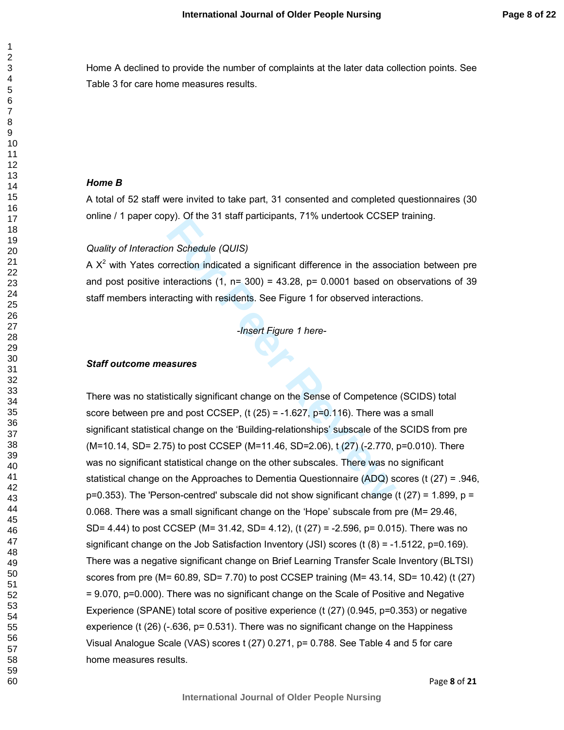Home A declined to provide the number of complaints at the later data collection points. See Table 3 for care home measures results.

***Home B***

A total of 52 staff were invited to take part, 31 consented and completed questionnaires (30 online / 1 paper copy). Of the 31 staff participants, 71% undertook CCSEP training.

*Quality of Interaction Schedule (QUIS)*

A $X^2$ with Yates correction indicated a significant difference in the association between pre and post positive interactions (1, n= 300) = 43.28, p= 0.0001 based on observations of 39 staff members interacting with residents. See Figure 1 for observed interactions.

*-Insert Figure 1 here-*

***Staff outcome measures***

There was no statistically significant change on the Sense of Competence (SCIDS) total score between pre and post CCSEP, (t (25) = -1.627, p=0.116). There was a small significant statistical change on the 'Building-relationships' subscale of the SCIDS from pre (M=10.14, SD= 2.75) to post CCSEP (M=11.46, SD=2.06), t (27) (-2.770, p=0.010). There was no significant statistical change on the other subscales. There was no significant statistical change on the Approaches to Dementia Questionnaire (ADQ) scores (t (27) = .946, p=0.353). The 'Person-centred' subscale did not show significant change (t (27) = 1.899, p = 0.068. There was a small significant change on the 'Hope' subscale from pre (M= 29.46, SD= 4.44) to post CCSEP (M= 31.42, SD= 4.12), (t (27) = -2.596, p= 0.015). There was no significant change on the Job Satisfaction Inventory (JSI) scores (t (8) = -1.5122, p=0.169). There was a negative significant change on Brief Learning Transfer Scale Inventory (BLTSI) scores from pre (M= 60.89, SD= 7.70) to post CCSEP training (M= 43.14, SD= 10.42) (t (27) = 9.070, p=0.000). There was no significant change on the Scale of Positive and Negative Experience (SPANE) total score of positive experience (t (27) (0.945, p=0.353) or negative experience (t (26) (-.636, p= 0.531). There was no significant change on the Happiness Visual Analogue Scale (VAS) scores t (27) 0.271, p= 0.788. See Table 4 and 5 for care home measures results.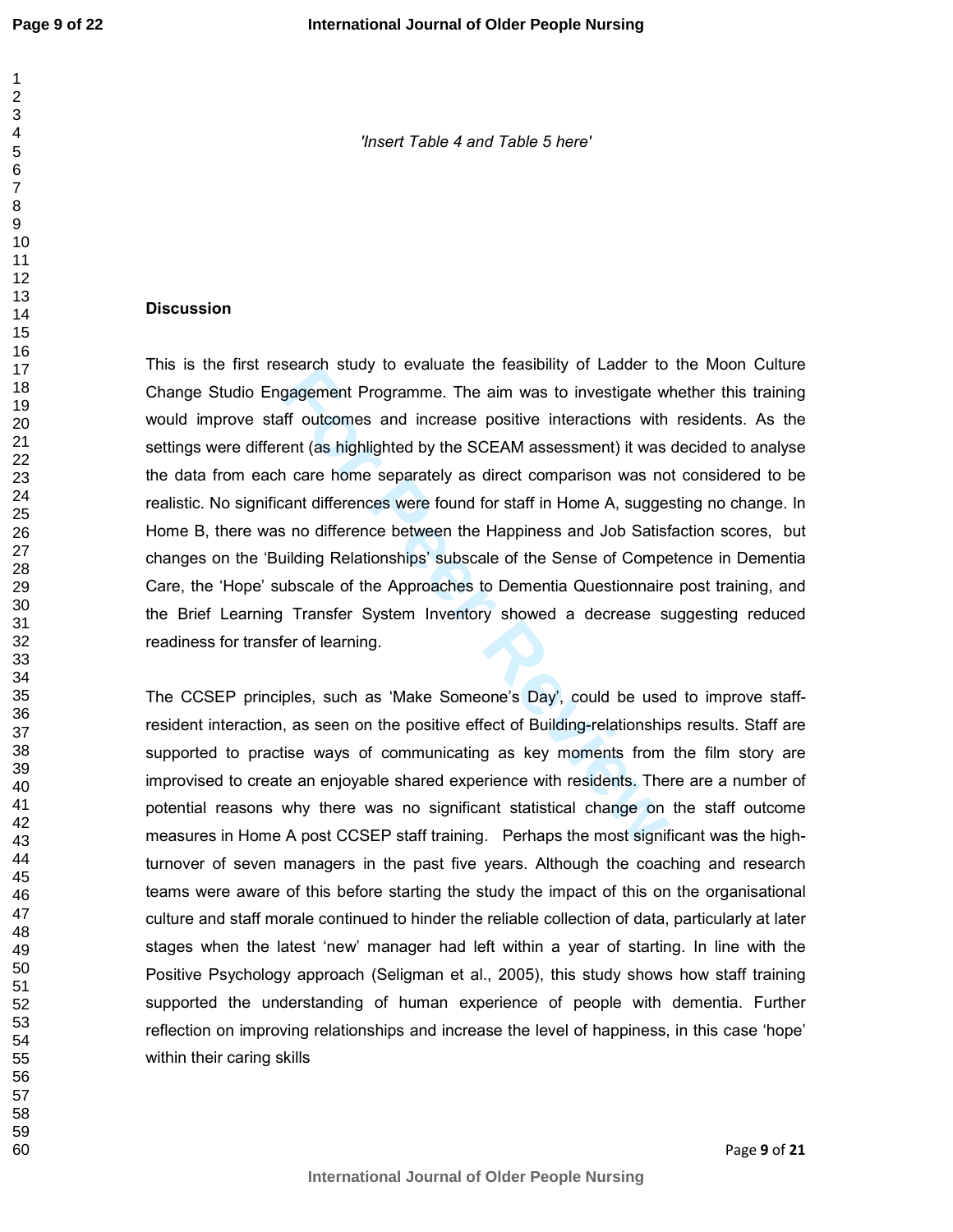*'Insert Table 4 and Table 5 here'*

**Discussion**

This is the first research study to evaluate the feasibility of Ladder to the Moon Culture Change Studio Engagement Programme. The aim was to investigate whether this training would improve staff outcomes and increase positive interactions with residents. As the settings were different (as highlighted by the SCEAM assessment) it was decided to analyse the data from each care home separately as direct comparison was not considered to be realistic. No significant differences were found for staff in Home A, suggesting no change. In Home B, there was no difference between the Happiness and Job Satisfaction scores, but changes on the 'Building Relationships' subscale of the Sense of Competence in Dementia Care, the 'Hope' subscale of the Approaches to Dementia Questionnaire post training, and the Brief Learning Transfer System Inventory showed a decrease suggesting reduced readiness for transfer of learning.

The CCSEP principles, such as 'Make Someone's Day', could be used to improve staff-resident interaction, as seen on the positive effect of Building-relationships results. Staff are supported to practise ways of communicating as key moments from the film story are improvised to create an enjoyable shared experience with residents. There are a number of potential reasons why there was no significant statistical change on the staff outcome measures in Home A post CCSEP staff training. Perhaps the most significant was the high-turnover of seven managers in the past five years. Although the coaching and research teams were aware of this before starting the study the impact of this on the organisational culture and staff morale continued to hinder the reliable collection of data, particularly at later stages when the latest 'new' manager had left within a year of starting. In line with the Positive Psychology approach (Seligman et al., 2005), this study shows how staff training supported the understanding of human experience of people with dementia. Further reflection on improving relationships and increase the level of happiness, in this case 'hope' within their caring skills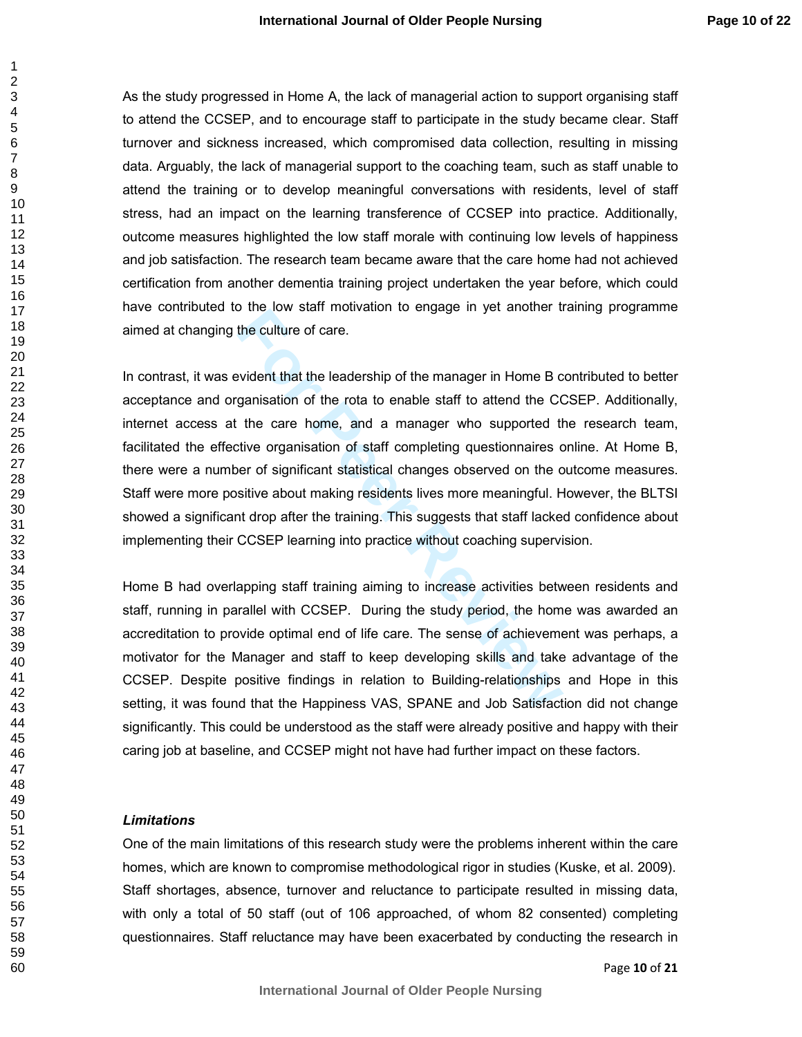As the study progressed in Home A, the lack of managerial action to support organising staff to attend the CCSEP, and to encourage staff to participate in the study became clear. Staff turnover and sickness increased, which compromised data collection, resulting in missing data. Arguably, the lack of managerial support to the coaching team, such as staff unable to attend the training or to develop meaningful conversations with residents, level of staff stress, had an impact on the learning transference of CCSEP into practice. Additionally, outcome measures highlighted the low staff morale with continuing low levels of happiness and job satisfaction. The research team became aware that the care home had not achieved certification from another dementia training project undertaken the year before, which could have contributed to the low staff motivation to engage in yet another training programme aimed at changing the culture of care.

In contrast, it was evident that the leadership of the manager in Home B contributed to better acceptance and organisation of the rota to enable staff to attend the CCSEP. Additionally, internet access at the care home, and a manager who supported the research team, facilitated the effective organisation of staff completing questionnaires online. At Home B, there were a number of significant statistical changes observed on the outcome measures. Staff were more positive about making residents lives more meaningful. However, the BLTSI showed a significant drop after the training. This suggests that staff lacked confidence about implementing their CCSEP learning into practice without coaching supervision.

Home B had overlapping staff training aiming to increase activities between residents and staff, running in parallel with CCSEP. During the study period, the home was awarded an accreditation to provide optimal end of life care. The sense of achievement was perhaps, a motivator for the Manager and staff to keep developing skills and take advantage of the CCSEP. Despite positive findings in relation to Building-relationships and Hope in this setting, it was found that the Happiness VAS, SPANE and Job Satisfaction did not change significantly. This could be understood as the staff were already positive and happy with their caring job at baseline, and CCSEP might not have had further impact on these factors.

### *Limitations*

One of the main limitations of this research study were the problems inherent within the care homes, which are known to compromise methodological rigor in studies (Kuske, et al. 2009). Staff shortages, absence, turnover and reluctance to participate resulted in missing data, with only a total of 50 staff (out of 106 approached, of whom 82 consented) completing questionnaires. Staff reluctance may have been exacerbated by conducting the research in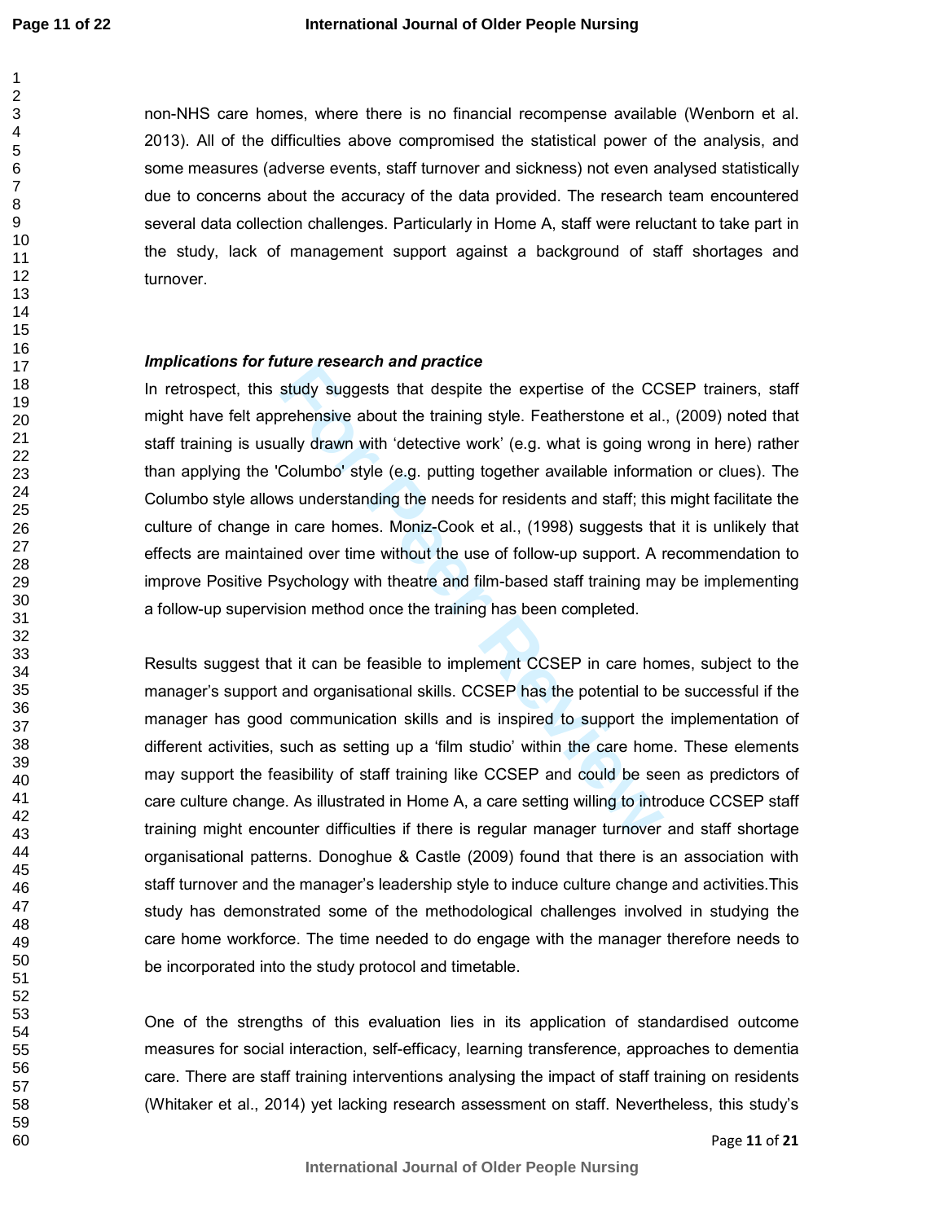non-NHS care homes, where there is no financial recompense available (Wenborn et al. 2013). All of the difficulties above compromised the statistical power of the analysis, and some measures (adverse events, staff turnover and sickness) not even analysed statistically due to concerns about the accuracy of the data provided. The research team encountered several data collection challenges. Particularly in Home A, staff were reluctant to take part in the study, lack of management support against a background of staff shortages and turnover.

***Implications for future research and practice***

In retrospect, this study suggests that despite the expertise of the CCSEP trainers, staff might have felt apprehensive about the training style. Featherstone et al., (2009) noted that staff training is usually drawn with 'detective work' (e.g. what is going wrong in here) rather than applying the 'Columbo' style (e.g. putting together available information or clues). The Columbo style allows understanding the needs for residents and staff; this might facilitate the culture of change in care homes. Moniz-Cook et al., (1998) suggests that it is unlikely that effects are maintained over time without the use of follow-up support. A recommendation to improve Positive Psychology with theatre and film-based staff training may be implementing a follow-up supervision method once the training has been completed.

Results suggest that it can be feasible to implement CCSEP in care homes, subject to the manager's support and organisational skills. CCSEP has the potential to be successful if the manager has good communication skills and is inspired to support the implementation of different activities, such as setting up a 'film studio' within the care home. These elements may support the feasibility of staff training like CCSEP and could be seen as predictors of care culture change. As illustrated in Home A, a care setting willing to introduce CCSEP staff training might encounter difficulties if there is regular manager turnover and staff shortage organisational patterns. Donoghue & Castle (2009) found that there is an association with staff turnover and the manager's leadership style to induce culture change and activities.This study has demonstrated some of the methodological challenges involved in studying the care home workforce. The time needed to do engage with the manager therefore needs to be incorporated into the study protocol and timetable.

One of the strengths of this evaluation lies in its application of standardised outcome measures for social interaction, self-efficacy, learning transference, approaches to dementia care. There are staff training interventions analysing the impact of staff training on residents (Whitaker et al., 2014) yet lacking research assessment on staff. Nevertheless, this study's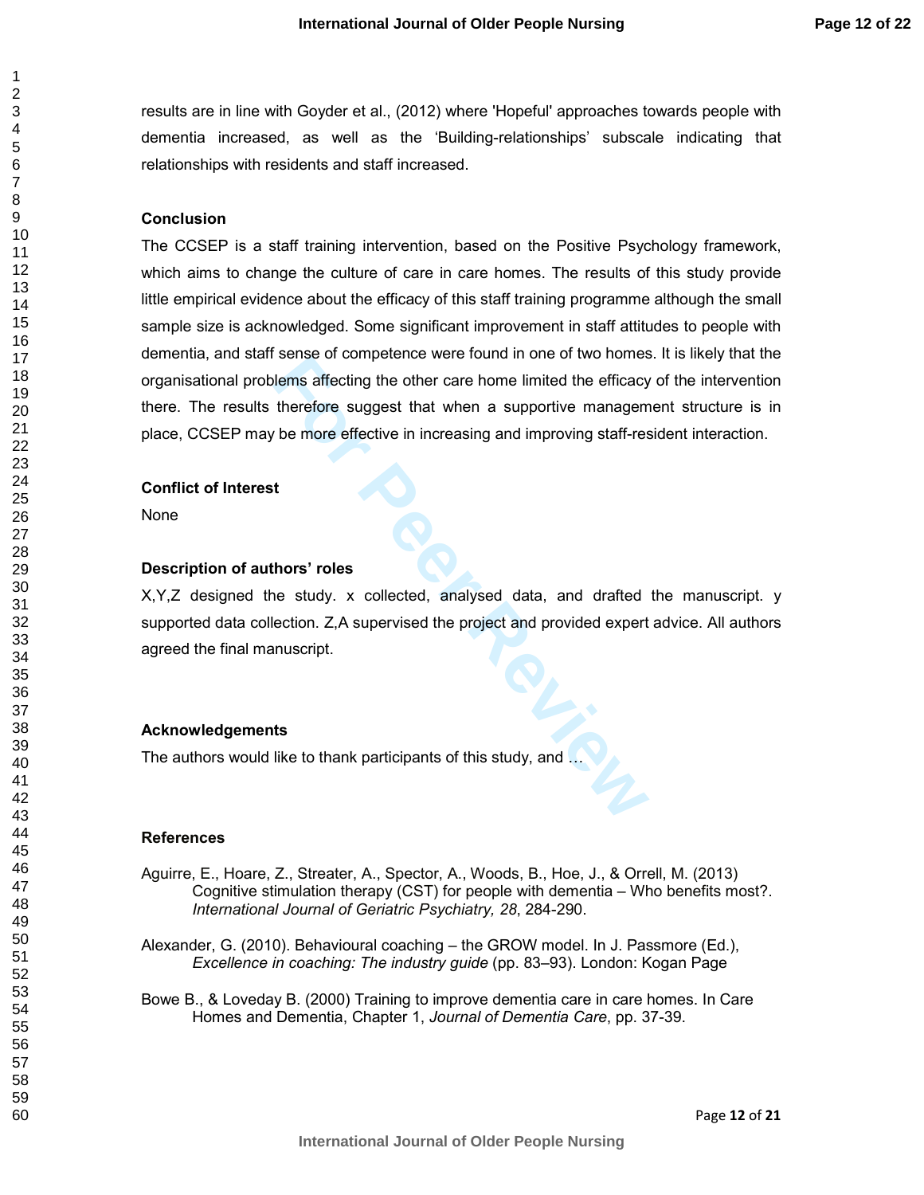results are in line with Goyder et al., (2012) where 'Hopeful' approaches towards people with dementia increased, as well as the 'Building-relationships' subscale indicating that relationships with residents and staff increased.

**Conclusion**

The CCSEP is a staff training intervention, based on the Positive Psychology framework, which aims to change the culture of care in care homes. The results of this study provide little empirical evidence about the efficacy of this staff training programme although the small sample size is acknowledged. Some significant improvement in staff attitudes to people with dementia, and staff sense of competence were found in one of two homes. It is likely that the organisational problems affecting the other care home limited the efficacy of the intervention there. The results therefore suggest that when a supportive management structure is in place, CCSEP may be more effective in increasing and improving staff-resident interaction.

**Conflict of Interest**

None

**Description of authors' roles**

X,Y,Z designed the study. x collected, analysed data, and drafted the manuscript. y supported data collection. Z,A supervised the project and provided expert advice. All authors agreed the final manuscript.

**Acknowledgements**

The authors would like to thank participants of this study, and …

**References**

Aguirre, E., Hoare, Z., Streater, A., Spector, A., Woods, B., Hoe, J., & Orrell, M. (2013) Cognitive stimulation therapy (CST) for people with dementia – Who benefits most?. *International Journal of Geriatric Psychiatry, 28*, 284-290.

Alexander, G. (2010). Behavioural coaching – the GROW model. In J. Passmore (Ed.), *Excellence in coaching: The industry guide* (pp. 83–93). London: Kogan Page

Bowe B., & Loveday B. (2000) Training to improve dementia care in care homes. In Care Homes and Dementia, Chapter 1, *Journal of Dementia Care*, pp. 37-39.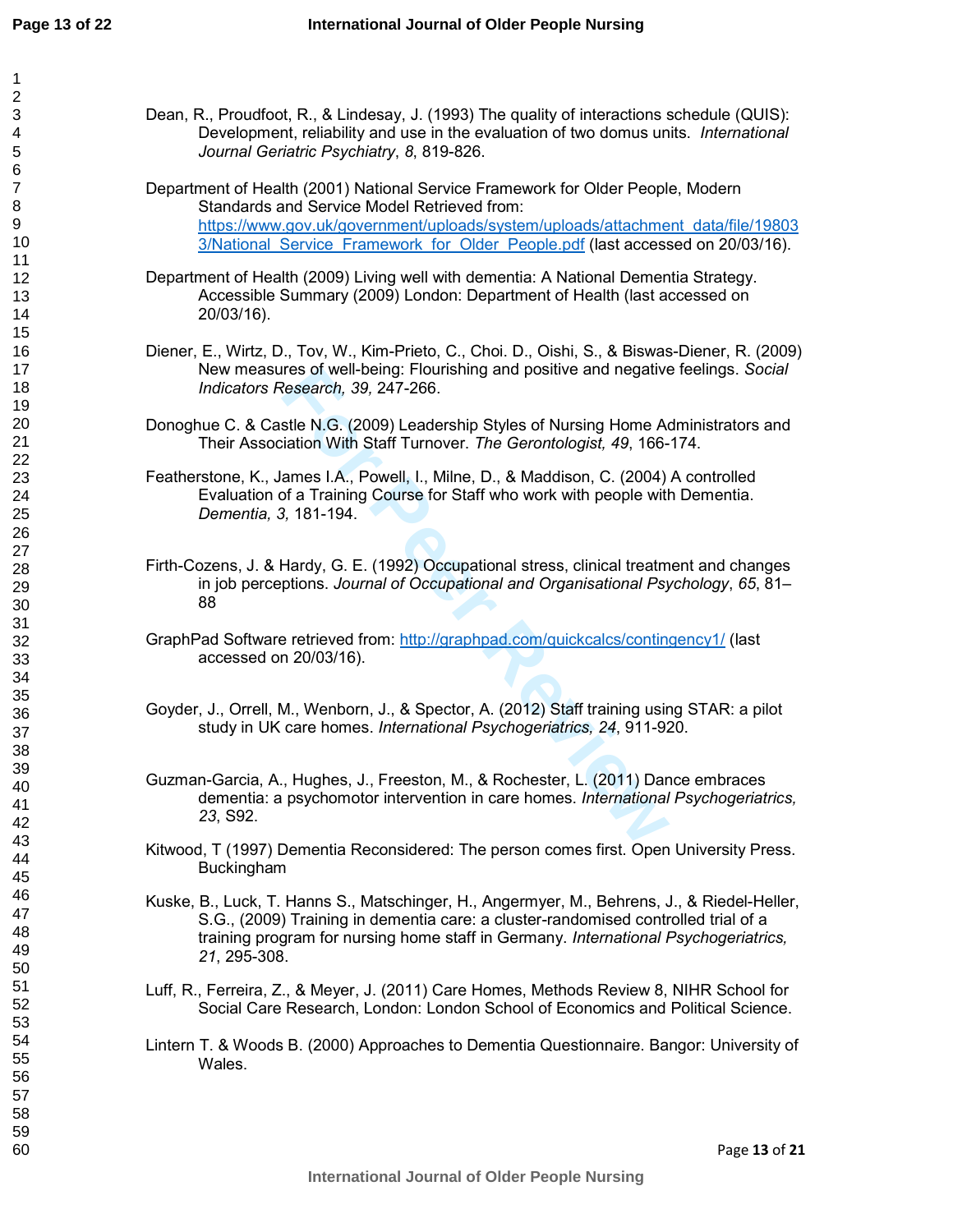Dean, R., Proudfoot, R., & Lindesay, J. (1993) The quality of interactions schedule (QUIS): Development, reliability and use in the evaluation of two domus units. *International Journal Geriatric Psychiatry*, *8*, 819-826.

Department of Health (2001) National Service Framework for Older People, Modern Standards and Service Model Retrieved from: https://www.gov.uk/government/uploads/system/uploads/attachment_data/file/198033/National_Service_Framework_for_Older_People.pdf (last accessed on 20/03/16).

Department of Health (2009) Living well with dementia: A National Dementia Strategy. Accessible Summary (2009) London: Department of Health (last accessed on 20/03/16).

Diener, E., Wirtz, D., Tov, W., Kim-Prieto, C., Choi. D., Oishi, S., & Biswas-Diener, R. (2009) New measures of well-being: Flourishing and positive and negative feelings. *Social Indicators Research, 39,* 247-266.

Donoghue C. & Castle N.G. (2009) Leadership Styles of Nursing Home Administrators and Their Association With Staff Turnover. *The Gerontologist, 49*, 166-174.

Featherstone, K., James I.A., Powell, I., Milne, D., & Maddison, C. (2004) A controlled Evaluation of a Training Course for Staff who work with people with Dementia. *Dementia, 3,* 181-194.

Firth-Cozens, J. & Hardy, G. E. (1992) Occupational stress, clinical treatment and changes in job perceptions. *Journal of Occupational and Organisational Psychology*, *65*, 81–88

GraphPad Software retrieved from: http://graphpad.com/quickcalcs/contingency1/ (last accessed on 20/03/16).

Goyder, J., Orrell, M., Wenborn, J., & Spector, A. (2012) Staff training using STAR: a pilot study in UK care homes. *International Psychogeriatrics, 24*, 911-920.

Guzman-Garcia, A., Hughes, J., Freeston, M., & Rochester, L. (2011) Dance embraces dementia: a psychomotor intervention in care homes. *International Psychogeriatrics, 23*, S92.

Kitwood, T (1997) Dementia Reconsidered: The person comes first. Open University Press. Buckingham

Kuske, B., Luck, T. Hanns S., Matschinger, H., Angermyer, M., Behrens, J., & Riedel-Heller, S.G., (2009) Training in dementia care: a cluster-randomised controlled trial of a training program for nursing home staff in Germany. *International Psychogeriatrics, 21*, 295-308.

Luff, R., Ferreira, Z., & Meyer, J. (2011) Care Homes, Methods Review 8, NIHR School for Social Care Research, London: London School of Economics and Political Science.

Lintern T. & Woods B. (2000) Approaches to Dementia Questionnaire. Bangor: University of Wales.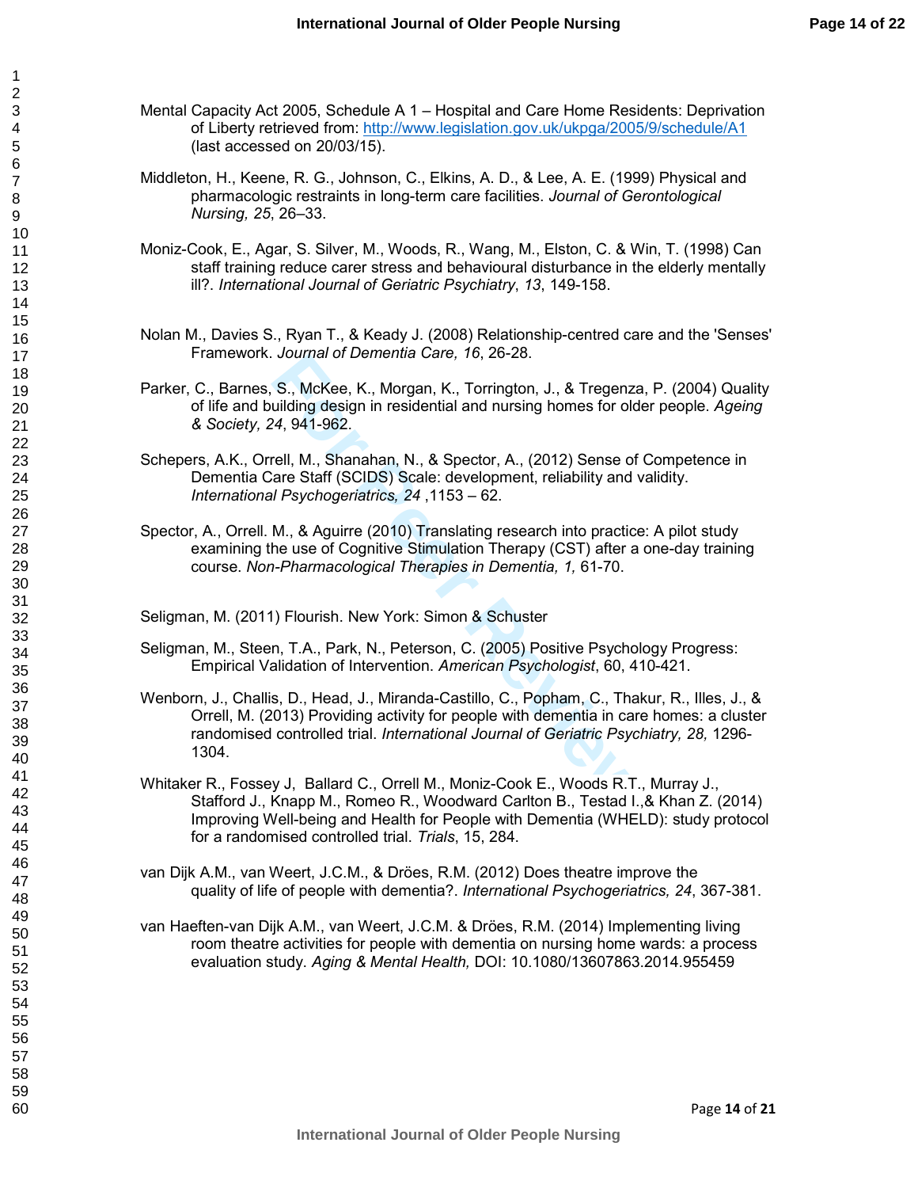Mental Capacity Act 2005, Schedule A 1 – Hospital and Care Home Residents: Deprivation of Liberty retrieved from: http://www.legislation.gov.uk/ukpga/2005/9/schedule/A1 (last accessed on 20/03/15).

Middleton, H., Keene, R. G., Johnson, C., Elkins, A. D., & Lee, A. E. (1999) Physical and pharmacologic restraints in long-term care facilities. *Journal of Gerontological Nursing, 25*, 26–33.

Moniz-Cook, E., Agar, S. Silver, M., Woods, R., Wang, M., Elston, C. & Win, T. (1998) Can staff training reduce carer stress and behavioural disturbance in the elderly mentally ill?. *International Journal of Geriatric Psychiatry*, *13*, 149-158.

Nolan M., Davies S., Ryan T., & Keady J. (2008) Relationship-centred care and the 'Senses' Framework. *Journal of Dementia Care, 16*, 26-28.

Parker, C., Barnes, S., McKee, K., Morgan, K., Torrington, J., & Tregenza, P. (2004) Quality of life and building design in residential and nursing homes for older people. *Ageing & Society, 24*, 941-962.

Schepers, A.K., Orrell, M., Shanahan, N., & Spector, A., (2012) Sense of Competence in Dementia Care Staff (SCIDS) Scale: development, reliability and validity. *International Psychogeriatrics, 24* ,1153 – 62.

Spector, A., Orrell. M., & Aguirre (2010) Translating research into practice: A pilot study examining the use of Cognitive Stimulation Therapy (CST) after a one-day training course. *Non-Pharmacological Therapies in Dementia, 1,* 61-70.

Seligman, M. (2011) Flourish. New York: Simon & Schuster

Seligman, M., Steen, T.A., Park, N., Peterson, C. (2005) Positive Psychology Progress: Empirical Validation of Intervention. *American Psychologist*, 60, 410-421.

Wenborn, J., Challis, D., Head, J., Miranda-Castillo, C., Popham, C., Thakur, R., Illes, J., & Orrell, M. (2013) Providing activity for people with dementia in care homes: a cluster randomised controlled trial. *International Journal of Geriatric Psychiatry, 28,* 1296-1304.

Whitaker R., Fossey J, Ballard C., Orrell M., Moniz-Cook E., Woods R.T., Murray J., Stafford J., Knapp M., Romeo R., Woodward Carlton B., Testad I.,& Khan Z. (2014) Improving Well-being and Health for People with Dementia (WHELD): study protocol for a randomised controlled trial. *Trials*, 15, 284.

van Dijk A.M., van Weert, J.C.M., & Dröes, R.M. (2012) Does theatre improve the quality of life of people with dementia?. *International Psychogeriatrics, 24*, 367-381.

van Haeften-van Dijk A.M., van Weert, J.C.M. & Dröes, R.M. (2014) Implementing living room theatre activities for people with dementia on nursing home wards: a process evaluation study. *Aging & Mental Health,* DOI: 10.1080/13607863.2014.955459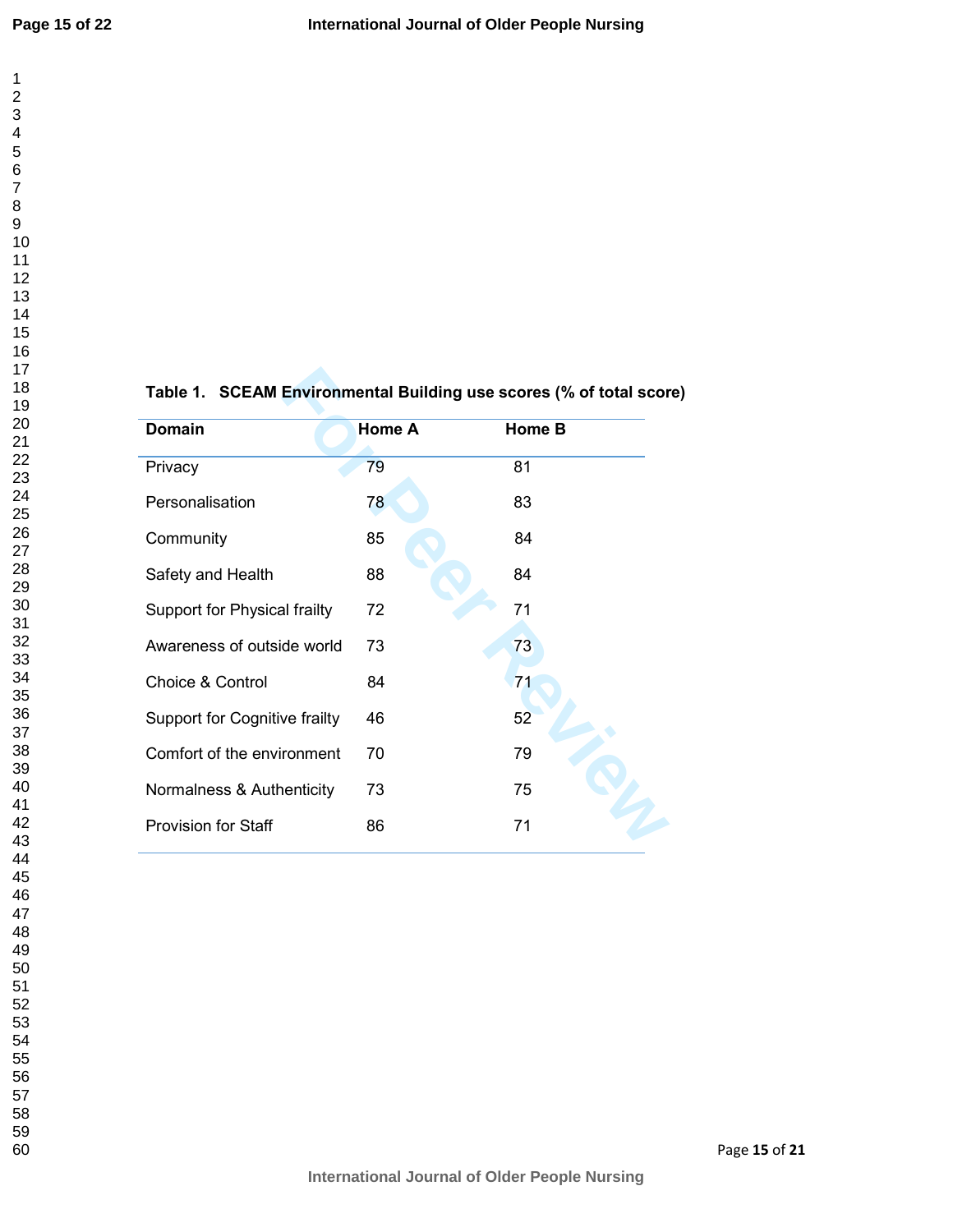**Table 1. SCEAM Environmental Building use scores (% of total score)**

| Domain | Home A | Home B |
|---|---|---|
| Privacy | 79 | 81 |
| Personalisation | 78 | 83 |
| Community | 85 | 84 |
| Safety and Health | 88 | 84 |
| Support for Physical frailty | 72 | 71 |
| Awareness of outside world | 73 | 73 |
| Choice & Control | 84 | 71 |
| Support for Cognitive frailty | 46 | 52 |
| Comfort of the environment | 70 | 79 |
| Normalness & Authenticity | 73 | 75 |
| Provision for Staff | 86 | 71 |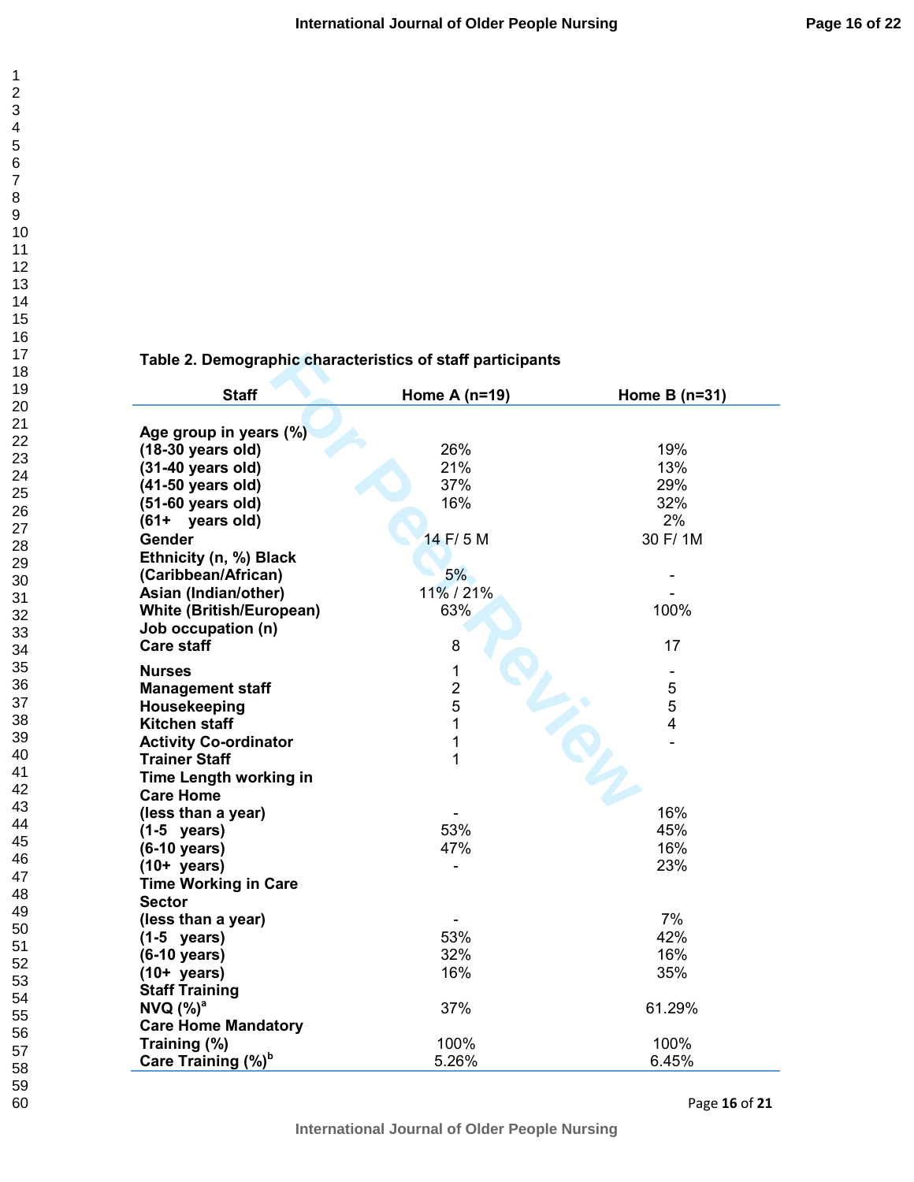**Table 2. Demographic characteristics of staff participants**

| Staff | Home A (n=19) | Home B (n=31) |
|---|---|---|
| **Age group in years (%)** | | |
| **(18-30 years old)** | 26% | 19% |
| **(31-40 years old)** | 21% | 13% |
| **(41-50 years old)** | 37% | 29% |
| **(51-60 years old)** | 16% | 32% |
| **(61+ years old)** | | 2% |
| **Gender** | 14 F/ 5 M | 30 F/ 1M |
| **Ethnicity (n, %) Black (Caribbean/African)** | 5% | - |
| **Asian (Indian/other)** | 11% / 21% | - |
| **White (British/European)** | 63% | 100% |
| **Job occupation (n)** | | |
| **Care staff** | 8 | 17 |
| **Nurses** | 1 | - |
| **Management staff** | 2 | 5 |
| **Housekeeping** | 5 | 5 |
| **Kitchen staff** | 1 | 4 |
| **Activity Co-ordinator** | 1 | - |
| **Trainer Staff** | 1 | |
| **Time Length working in Care Home** | | |
| **(less than a year)** | - | 16% |
| **(1-5 years)** | 53% | 45% |
| **(6-10 years)** | 47% | 16% |
| **(10+ years)** | - | 23% |
| **Time Working in Care Sector** | | |
| **(less than a year)** | - | 7% |
| **(1-5 years)** | 53% | 42% |
| **(6-10 years)** | 32% | 16% |
| **(10+ years)** | 16% | 35% |
| **Staff Training** | | |
| **NVQ (%)[a]** | 37% | 61.29% |
| **Care Home Mandatory Training (%)** | 100% | 100% |
| **Care Training (%)[b]** | 5.26% | 6.45% |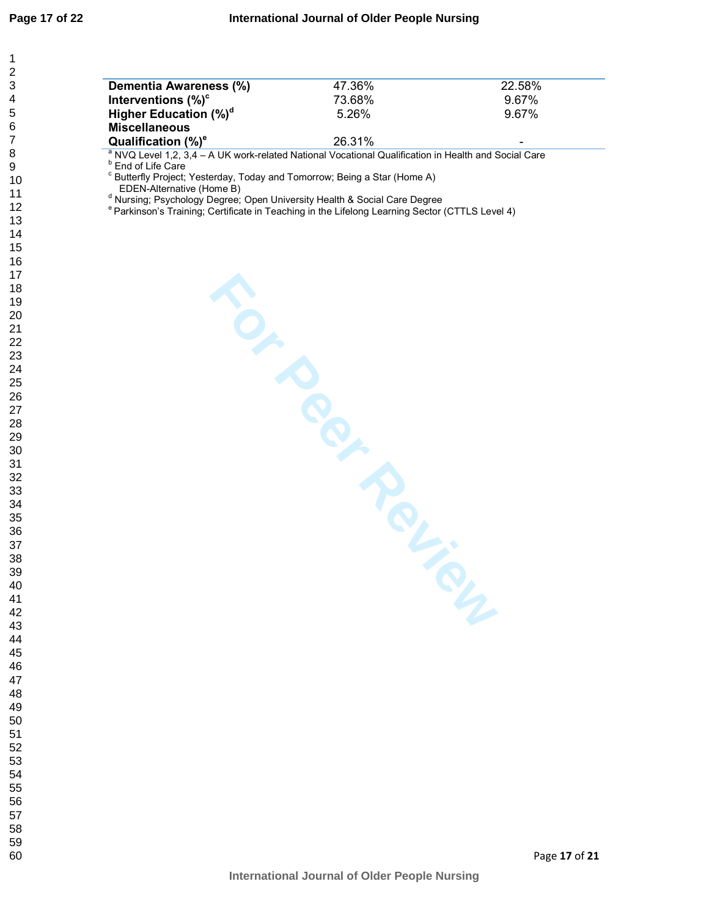| | | |
|---|---|---|
| **Dementia Awareness (%)** | 47.36% | 22.58% |
| **Interventions (%)[c]** | 73.68% | 9.67% |
| **Higher Education (%)[d]** | 5.26% | 9.67% |
| **Miscellaneous Qualification (%)[e]** | 26.31% | - |

[a] NVQ Level 1,2, 3,4 – A UK work-related National Vocational Qualification in Health and Social Care
[b] End of Life Care
[c] Butterfly Project; Yesterday, Today and Tomorrow; Being a Star (Home A)
EDEN-Alternative (Home B)
[d] Nursing; Psychology Degree; Open University Health & Social Care Degree
[e] Parkinson's Training; Certificate in Teaching in the Lifelong Learning Sector (CTTLS Level 4)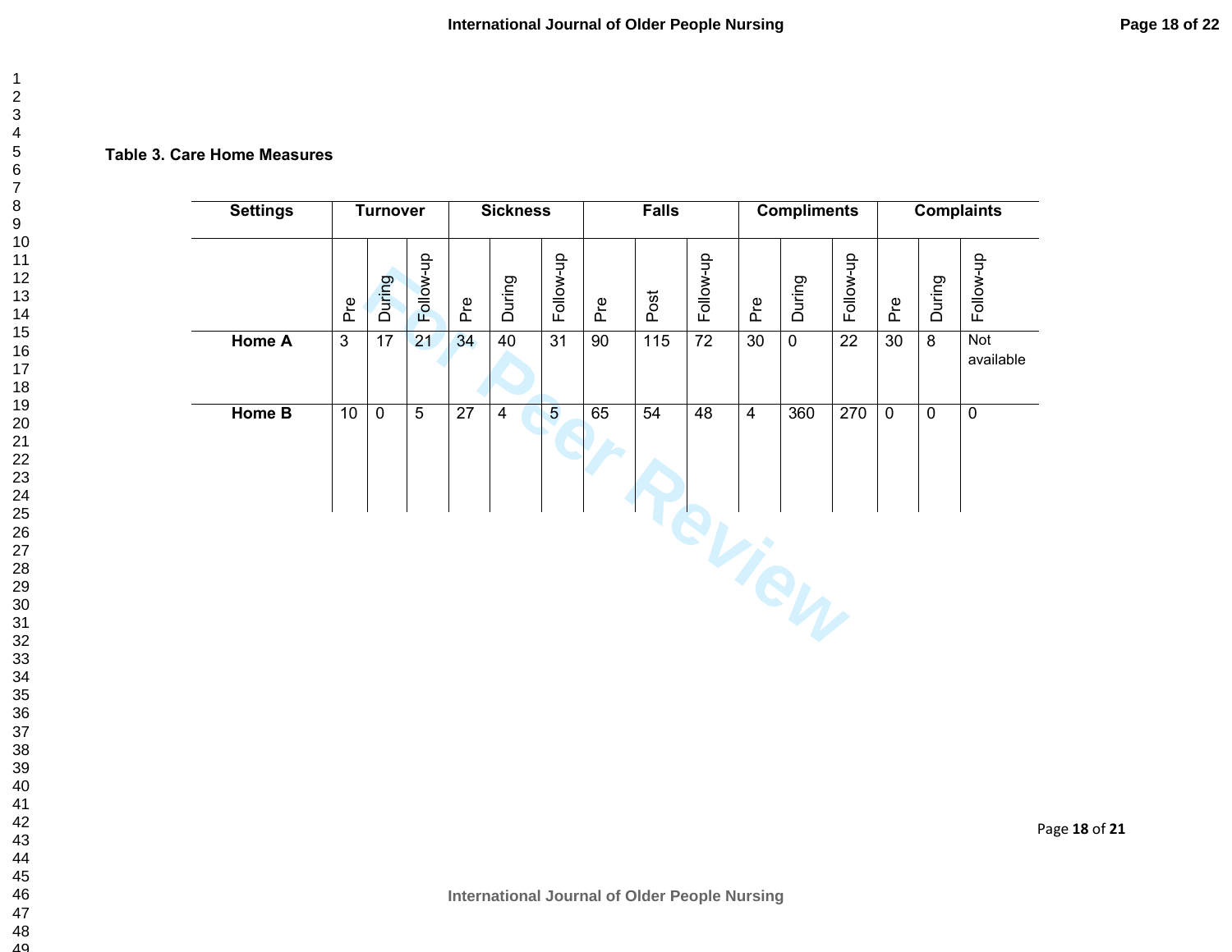**Table 3. Care Home Measures**

| Settings | Turnover | | | Sickness | | | Falls | | | Compliments | | | Complaints | | |
|---|---|---|---|---|---|---|---|---|---|---|---|---|---|---|---|
| | Pre | During | Follow-up | Pre | During | Follow-up | Pre | Post | Follow-up | Pre | During | Follow-up | Pre | During | Follow-up |
| **Home A** | 3 | 17 | 21 | 34 | 40 | 31 | 90 | 115 | 72 | 30 | 0 | 22 | 30 | 8 | Not available |
| **Home B** | 10 | 0 | 5 | 27 | 4 | 5 | 65 | 54 | 48 | 4 | 360 | 270 | 0 | 0 | 0 |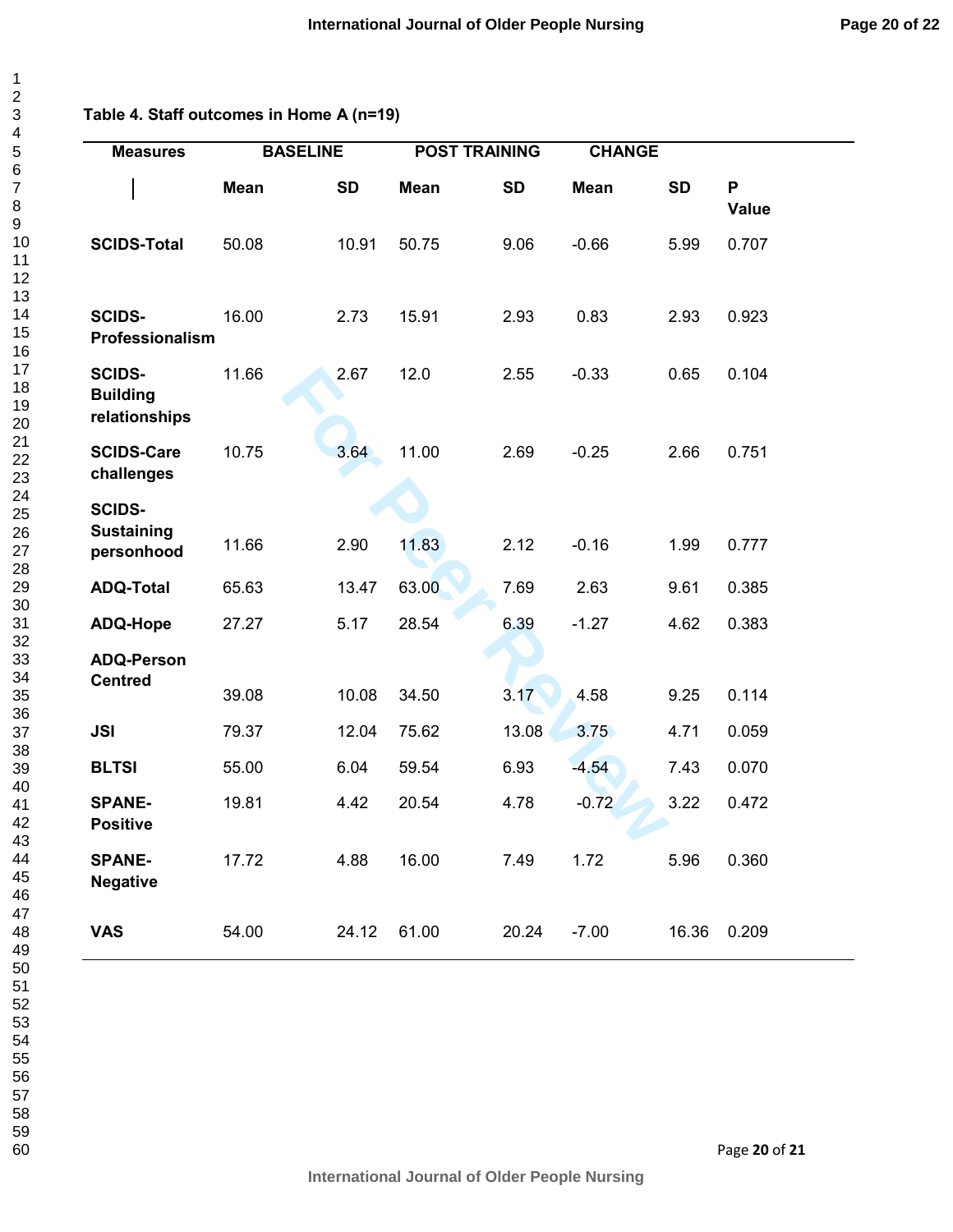**Table 4. Staff outcomes in Home A (n=19)**

| Measures | BASELINE | | POST TRAINING | | CHANGE | | |
|---|---|---|---|---|---|---|---|
| | Mean | SD | Mean | SD | Mean | SD | P Value |
| SCIDS-Total | 50.08 | 10.91 | 50.75 | 9.06 | -0.66 | 5.99 | 0.707 |
| SCIDS-Professionalism | 16.00 | 2.73 | 15.91 | 2.93 | 0.83 | 2.93 | 0.923 |
| SCIDS-Building relationships | 11.66 | 2.67 | 12.0 | 2.55 | -0.33 | 0.65 | 0.104 |
| SCIDS-Care challenges | 10.75 | 3.64 | 11.00 | 2.69 | -0.25 | 2.66 | 0.751 |
| SCIDS-Sustaining personhood | 11.66 | 2.90 | 11.83 | 2.12 | -0.16 | 1.99 | 0.777 |
| ADQ-Total | 65.63 | 13.47 | 63.00 | 7.69 | 2.63 | 9.61 | 0.385 |
| ADQ-Hope | 27.27 | 5.17 | 28.54 | 6.39 | -1.27 | 4.62 | 0.383 |
| ADQ-Person Centred | 39.08 | 10.08 | 34.50 | 3.17 | 4.58 | 9.25 | 0.114 |
| JSI | 79.37 | 12.04 | 75.62 | 13.08 | 3.75 | 4.71 | 0.059 |
| BLTSI | 55.00 | 6.04 | 59.54 | 6.93 | -4.54 | 7.43 | 0.070 |
| SPANE-Positive | 19.81 | 4.42 | 20.54 | 4.78 | -0.72 | 3.22 | 0.472 |
| SPANE-Negative | 17.72 | 4.88 | 16.00 | 7.49 | 1.72 | 5.96 | 0.360 |
| VAS | 54.00 | 24.12 | 61.00 | 20.24 | -7.00 | 16.36 | 0.209 |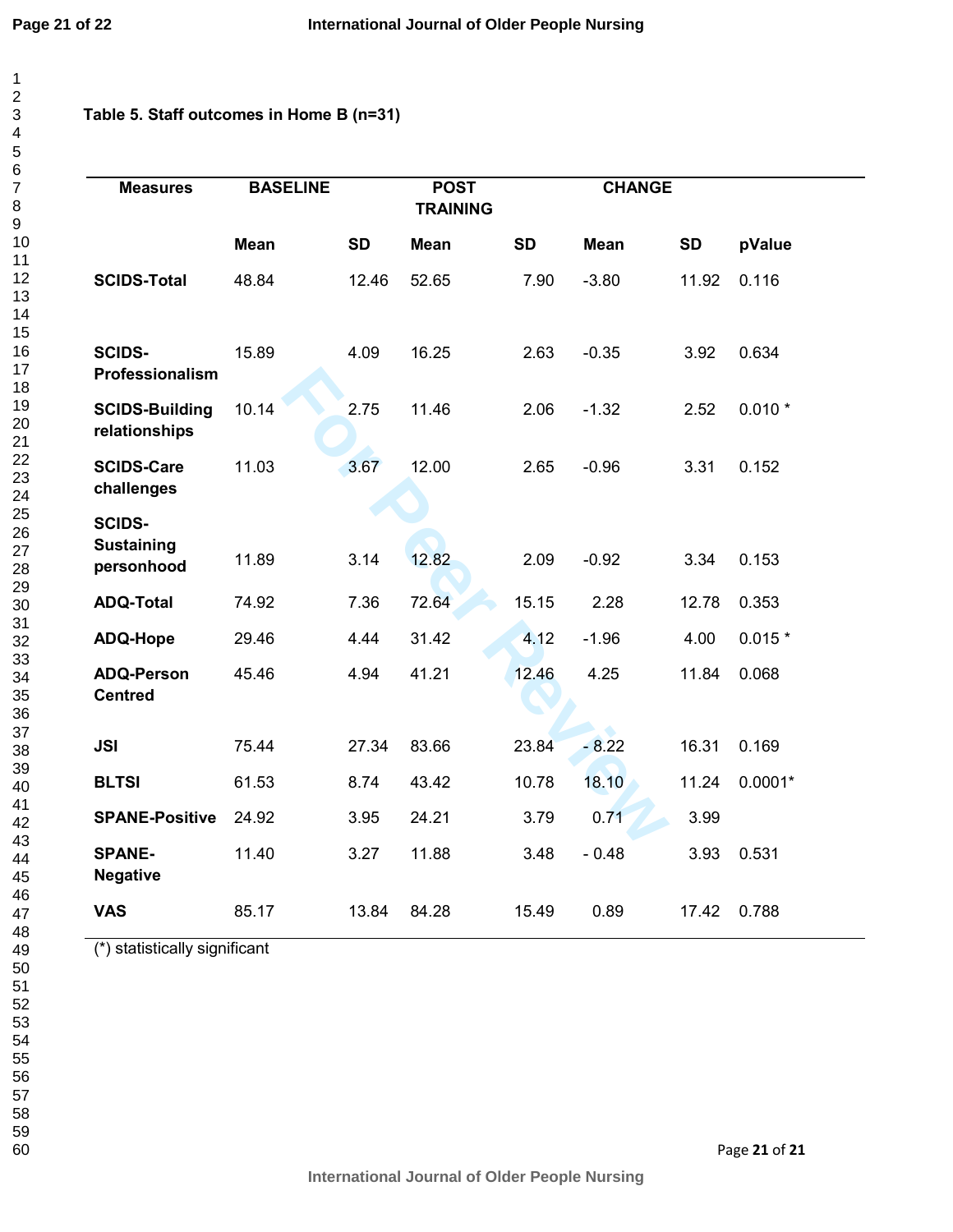**Table 5. Staff outcomes in Home B (n=31)**

| Measures | BASELINE | | POST TRAINING | | CHANGE | | |
|---|---|---|---|---|---|---|---|
| | Mean | SD | Mean | SD | Mean | SD | pValue |
| **SCIDS-Total** | 48.84 | 12.46 | 52.65 | 7.90 | -3.80 | 11.92 | 0.116 |
| **SCIDS-Professionalism** | 15.89 | 4.09 | 16.25 | 2.63 | -0.35 | 3.92 | 0.634 |
| **SCIDS-Building relationships** | 10.14 | 2.75 | 11.46 | 2.06 | -1.32 | 2.52 | 0.010 * |
| **SCIDS-Care challenges** | 11.03 | 3.67 | 12.00 | 2.65 | -0.96 | 3.31 | 0.152 |
| **SCIDS-Sustaining personhood** | 11.89 | 3.14 | 12.82 | 2.09 | -0.92 | 3.34 | 0.153 |
| **ADQ-Total** | 74.92 | 7.36 | 72.64 | 15.15 | 2.28 | 12.78 | 0.353 |
| **ADQ-Hope** | 29.46 | 4.44 | 31.42 | 4.12 | -1.96 | 4.00 | 0.015 * |
| **ADQ-Person Centred** | 45.46 | 4.94 | 41.21 | 12.46 | 4.25 | 11.84 | 0.068 |
| **JSI** | 75.44 | 27.34 | 83.66 | 23.84 | - 8.22 | 16.31 | 0.169 |
| **BLTSI** | 61.53 | 8.74 | 43.42 | 10.78 | 18.10 | 11.24 | 0.0001* |
| **SPANE-Positive** | 24.92 | 3.95 | 24.21 | 3.79 | 0.71 | 3.99 | |
| **SPANE-Negative** | 11.40 | 3.27 | 11.88 | 3.48 | - 0.48 | 3.93 | 0.531 |
| **VAS** | 85.17 | 13.84 | 84.28 | 15.49 | 0.89 | 17.42 | 0.788 |

(*) statistically significant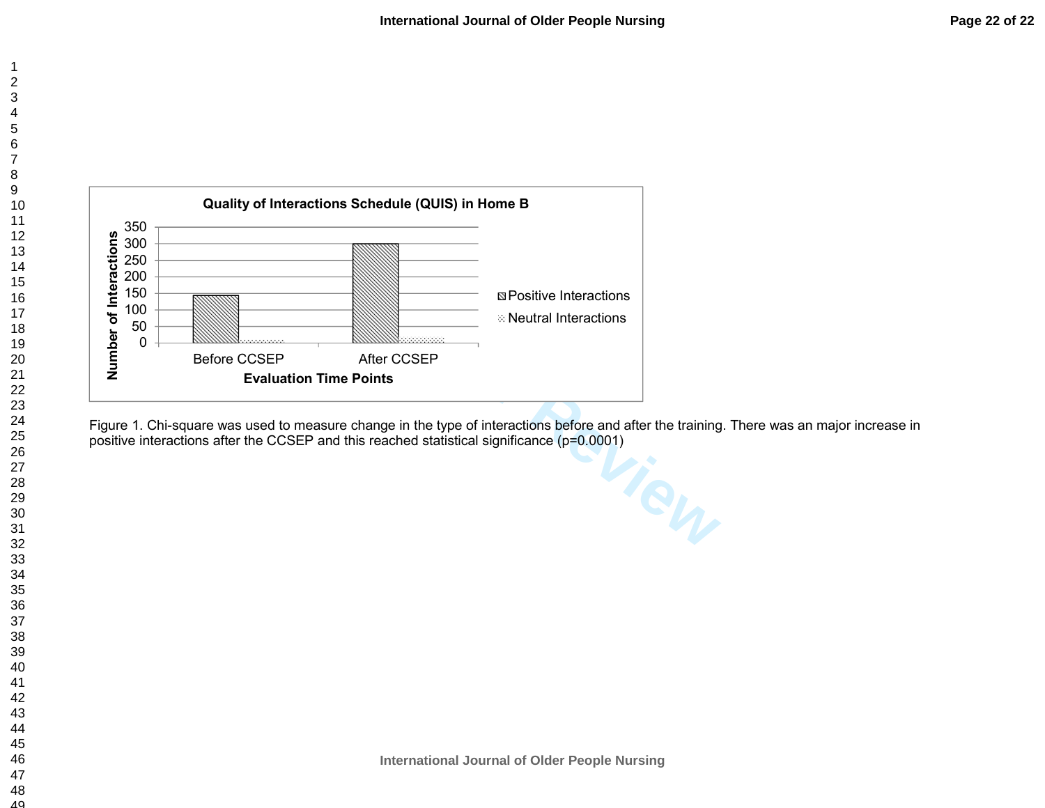Quality of Interactions Schedule (QUIS) in Home B

Number of Interactions

350
300
250
200
150
100
50
0

Before CCSEP
After CCSEP

Evaluation Time Points

Positive Interactions
Neutral Interactions

Figure 1. Chi-square was used to measure change in the type of interactions before and after the training. There was an major increase in positive interactions after the CCSEP and this reached statistical significance ($p=0.0001$)